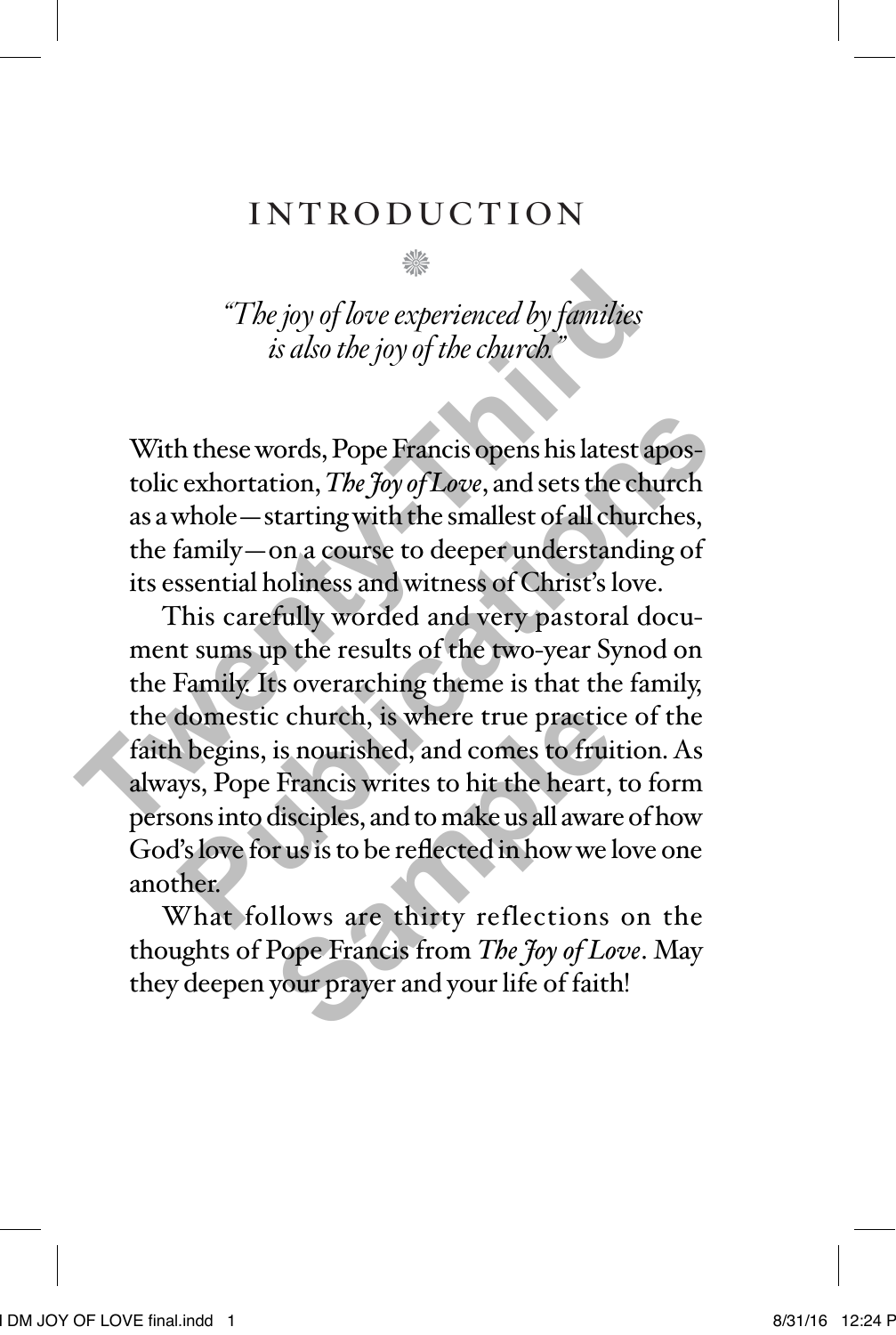# INTRODUCTION

*"The joy of love experienced by families is also the joy of the church."*

With these words, Pope Francis opens his latest apostolic exhortation, *The Joy of Love*, and sets the church as a whole—starting with the smallest of all churches, the family—on a course to deeper understanding of its essential holiness and witness of Christ's love.

This carefully worded and very pastoral document sums up the results of the two-year Synod on the Family. Its overarching theme is that the family, the domestic church, is where true practice of the faith begins, is nourished, and comes to fruition. As always, Pope Francis writes to hit the heart, to form persons into disciples, and to make us all aware of how God's love for us is to be reflected in how we love one another.

What follows are thirty reflections on the thoughts of Pope Francis from *The Joy of Love*. May they deepen your prayer and your life of faith!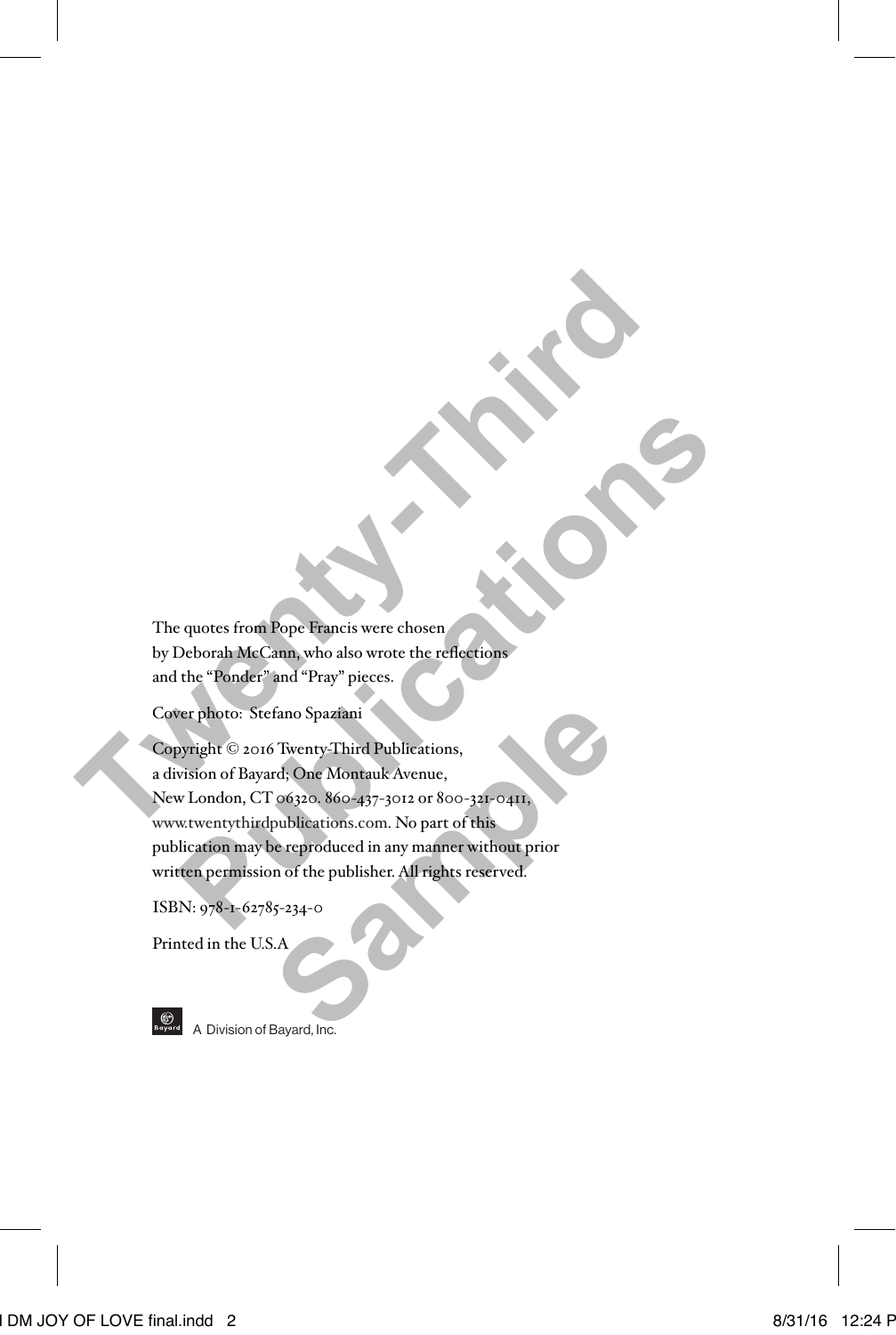The quotes from Pope Francis were chosen
by Deborah McCann, who also wrote the reflections
and the "Ponder" and "Pray" pieces.

Cover photo: Stefano Spaziani

Copyright © 2016 Twenty-Third Publications,
a division of Bayard; One Montauk Avenue,
New London, CT 06320. 860-437-3012 or 800-321-0411,
www.twentythirdpublications.com. No part of this
publication may be reproduced in any manner without prior
written permission of the publisher. All rights reserved.

ISBN: 978-1-62785-234-0

Printed in the U.S.A

A Division of Bayard, Inc.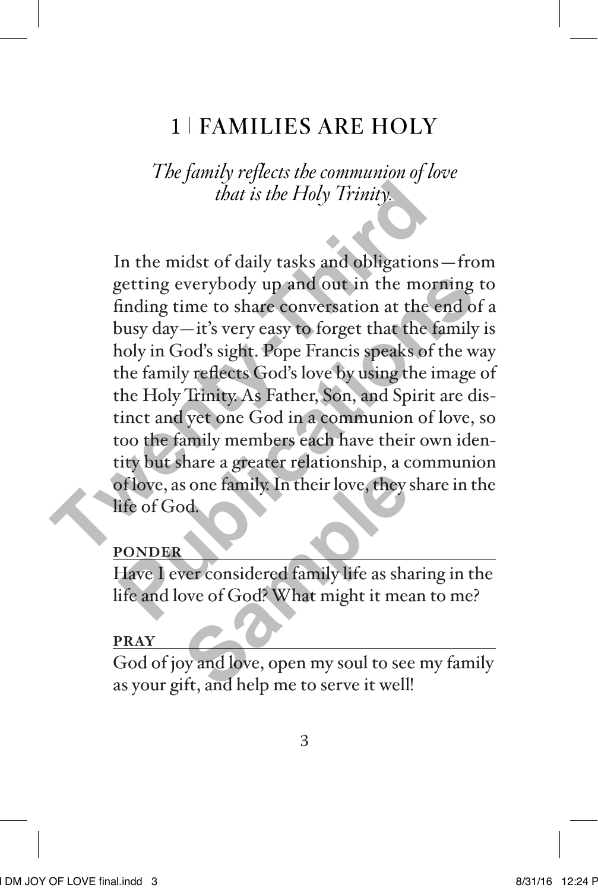# 1 | FAMILIES ARE HOLY

*The family reflects the communion of love that is the Holy Trinity.*

In the midst of daily tasks and obligations—from getting everybody up and out in the morning to finding time to share conversation at the end of a busy day—it's very easy to forget that the family is holy in God's sight. Pope Francis speaks of the way the family reflects God's love by using the image of the Holy Trinity. As Father, Son, and Spirit are distinct and yet one God in a communion of love, so too the family members each have their own identity but share a greater relationship, a communion of love, as one family. In their love, they share in the life of God.

**PONDER**

Have I ever considered family life as sharing in the life and love of God? What might it mean to me?

**PRAY**

God of joy and love, open my soul to see my family as your gift, and help me to serve it well!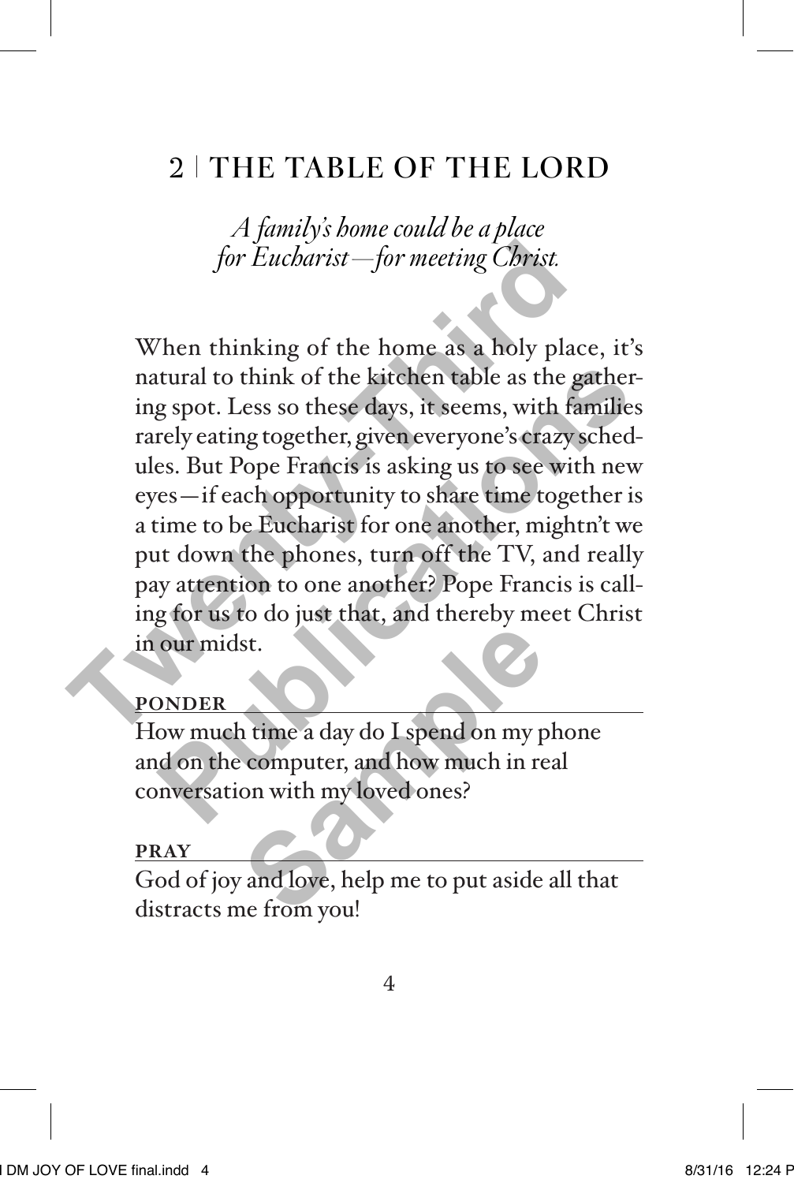## 2 | THE TABLE OF THE LORD

*A family's home could be a place for Eucharist—for meeting Christ.*

When thinking of the home as a holy place, it's natural to think of the kitchen table as the gathering spot. Less so these days, it seems, with families rarely eating together, given everyone's crazy schedules. But Pope Francis is asking us to see with new eyes—if each opportunity to share time together is a time to be Eucharist for one another, mightn't we put down the phones, turn off the TV, and really pay attention to one another? Pope Francis is calling for us to do just that, and thereby meet Christ in our midst.

**PONDER**

How much time a day do I spend on my phone and on the computer, and how much in real conversation with my loved ones?

**PRAY**

God of joy and love, help me to put aside all that distracts me from you!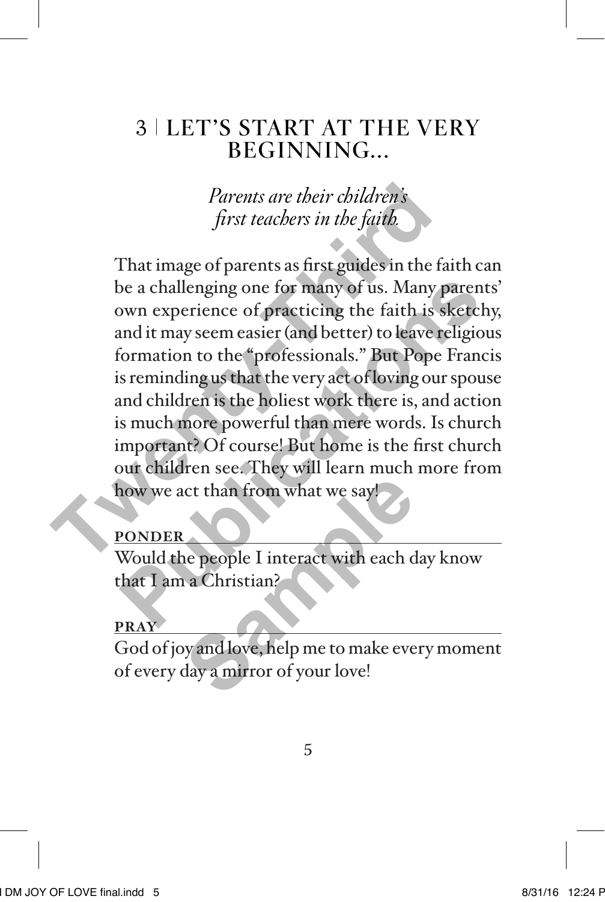# 3 | LET'S START AT THE VERY BEGINNING...

*Parents are their children's first teachers in the faith.*

That image of parents as first guides in the faith can be a challenging one for many of us. Many parents' own experience of practicing the faith is sketchy, and it may seem easier (and better) to leave religious formation to the "professionals." But Pope Francis is reminding us that the very act of loving our spouse and children is the holiest work there is, and action is much more powerful than mere words. Is church important? Of course! But home is the first church our children see. They will learn much more from how we act than from what we say!

**PONDER**

Would the people I interact with each day know that I am a Christian?

**PRAY**

God of joy and love, help me to make every moment of every day a mirror of your love!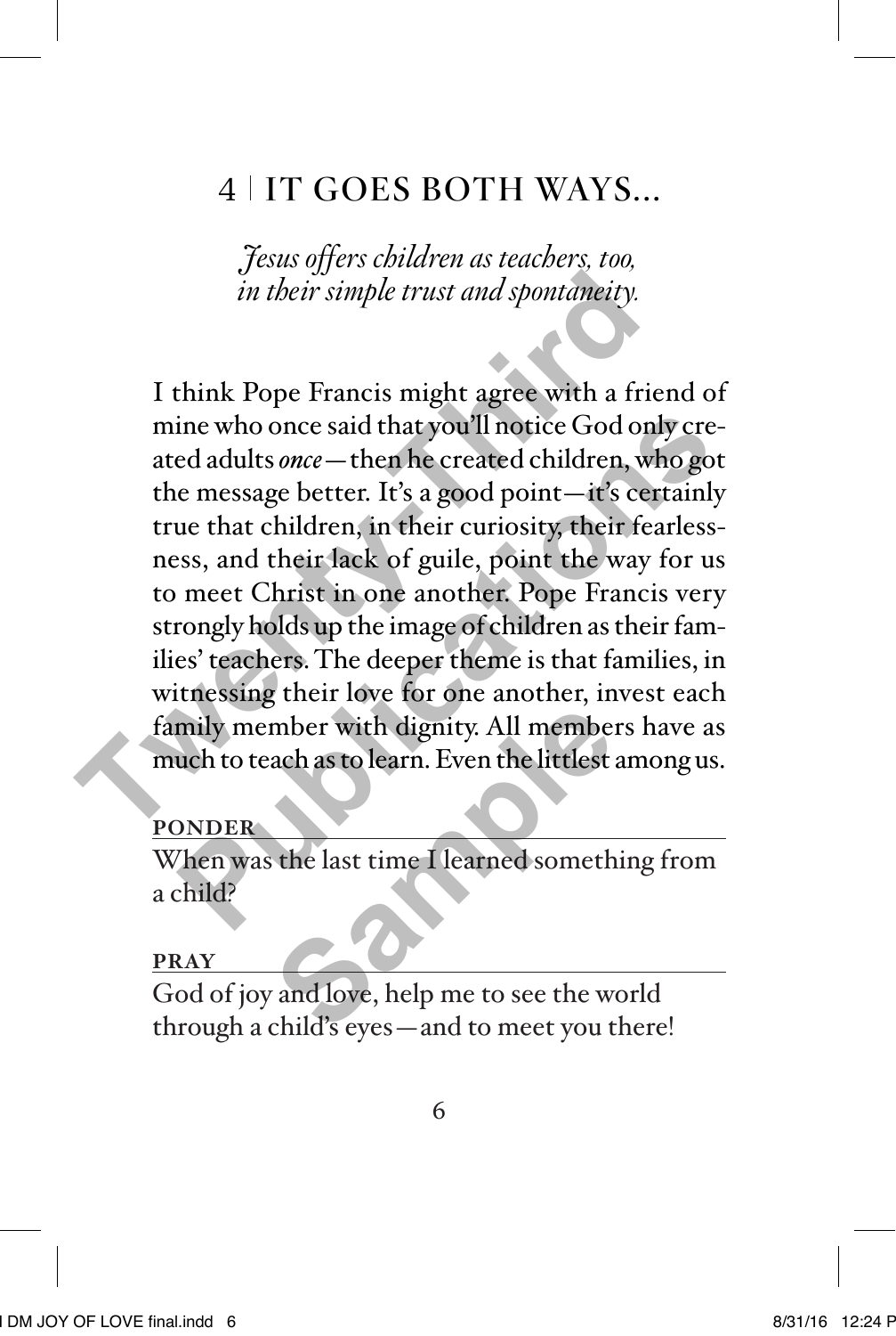## 4 | IT GOES BOTH WAYS…

*Jesus offers children as teachers, too, in their simple trust and spontaneity.*

I think Pope Francis might agree with a friend of mine who once said that you'll notice God only created adults *once*—then he created children, who got the message better. It's a good point—it's certainly true that children, in their curiosity, their fearlessness, and their lack of guile, point the way for us to meet Christ in one another. Pope Francis very strongly holds up the image of children as their families' teachers. The deeper theme is that families, in witnessing their love for one another, invest each family member with dignity. All members have as much to teach as to learn. Even the littlest among us.

**PONDER**

When was the last time I learned something from a child?

**PRAY**

God of joy and love, help me to see the world through a child's eyes—and to meet you there!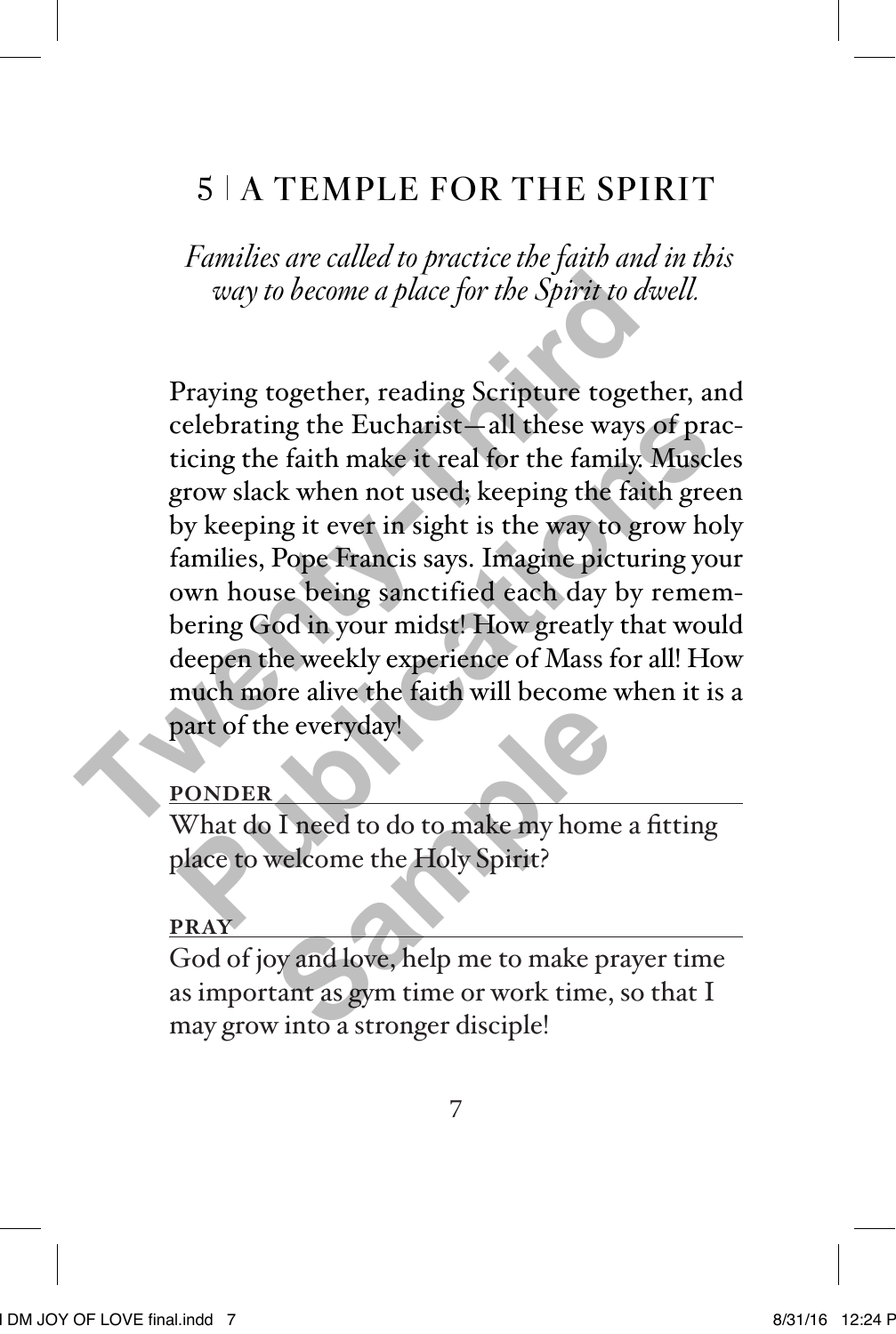# 5 | A TEMPLE FOR THE SPIRIT

*Families are called to practice the faith and in this way to become a place for the Spirit to dwell.*

Praying together, reading Scripture together, and celebrating the Eucharist—all these ways of practicing the faith make it real for the family. Muscles grow slack when not used; keeping the faith green by keeping it ever in sight is the way to grow holy families, Pope Francis says. Imagine picturing your own house being sanctified each day by remembering God in your midst! How greatly that would deepen the weekly experience of Mass for all! How much more alive the faith will become when it is a part of the everyday!

**PONDER**

What do I need to do to make my home a fitting place to welcome the Holy Spirit?

**PRAY**

God of joy and love, help me to make prayer time as important as gym time or work time, so that I may grow into a stronger disciple!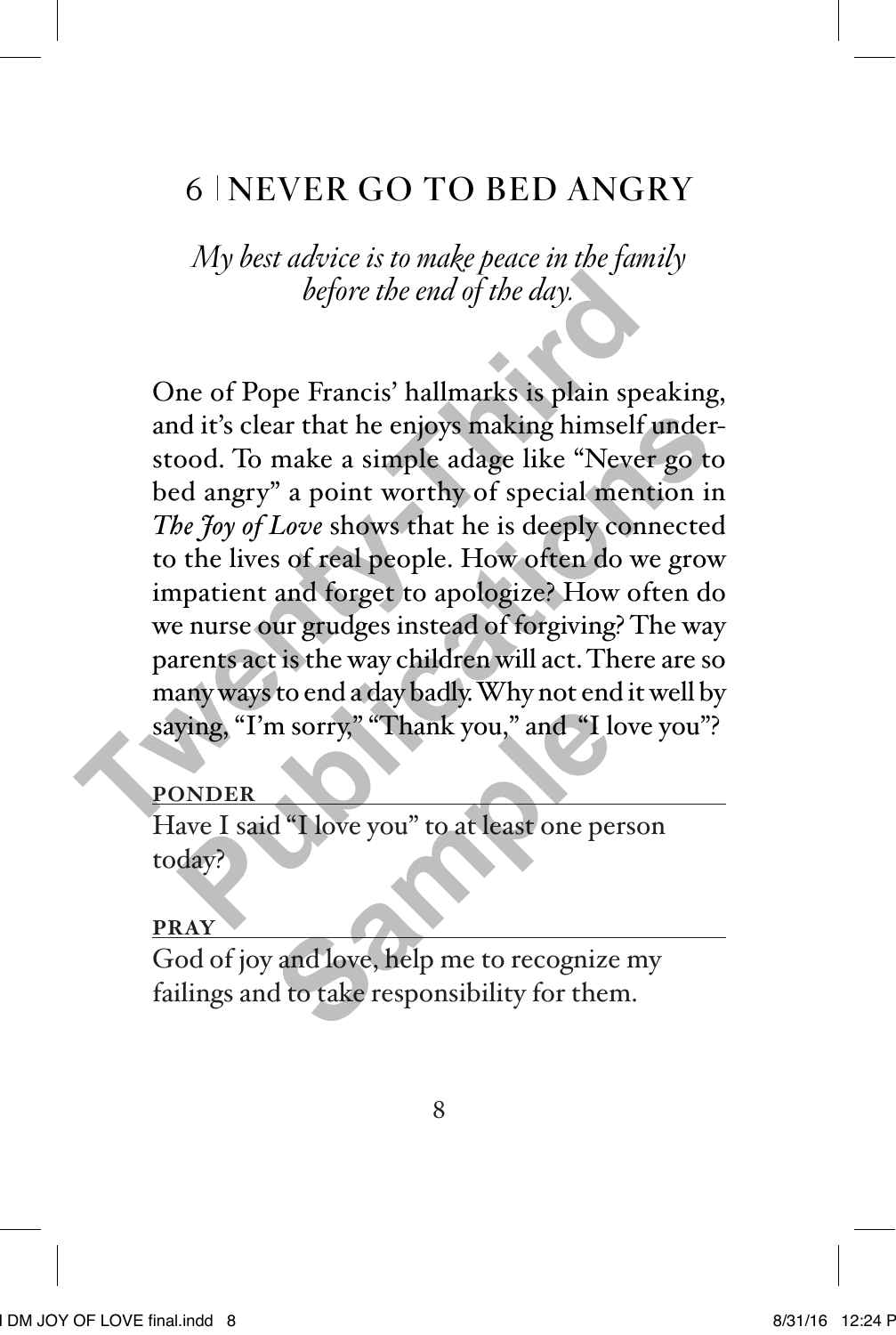# 6 | NEVER GO TO BED ANGRY

*My best advice is to make peace in the family before the end of the day.*

One of Pope Francis' hallmarks is plain speaking, and it's clear that he enjoys making himself understood. To make a simple adage like "Never go to bed angry" a point worthy of special mention in *The Joy of Love* shows that he is deeply connected to the lives of real people. How often do we grow impatient and forget to apologize? How often do we nurse our grudges instead of forgiving? The way parents act is the way children will act. There are so many ways to end a day badly. Why not end it well by saying, "I'm sorry," "Thank you," and "I love you"?

**PONDER**

Have I said "I love you" to at least one person today?

**PRAY**

God of joy and love, help me to recognize my failings and to take responsibility for them.